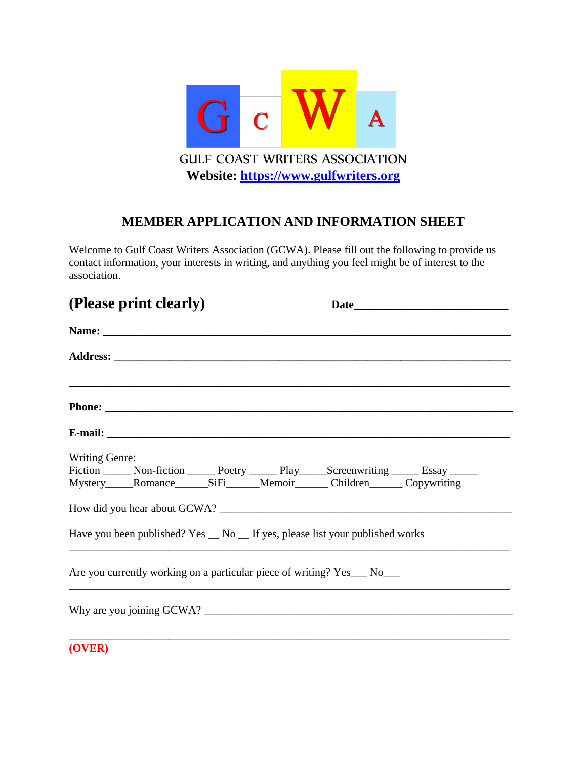G C W A

GULF COAST WRITERS ASSOCIATION

**Website: https://www.gulfwriters.org**

## MEMBER APPLICATION AND INFORMATION SHEET

Welcome to Gulf Coast Writers Association (GCWA). Please fill out the following to provide us contact information, your interests in writing, and anything you feel might be of interest to the association.

**(Please print clearly)** **Date**___________________________

**Name:** ___________________________________________________________________________

**Address:** ________________________________________________________________________

___________________________________________________________________________________

**Phone:** __________________________________________________________________________

**E-mail:** _________________________________________________________________________

Writing Genre:
Fiction _____ Non-fiction _____ Poetry _____ Play_____Screenwriting _____ Essay _____
Mystery_____Romance______SiFi______Memoir______ Children______ Copywriting

How did you hear about GCWA? ______________________________________________________

Have you been published? Yes __ No __ If yes, please list your published works
___________________________________________________________________________________

Are you currently working on a particular piece of writing? Yes___ No___
___________________________________________________________________________________

Why are you joining GCWA? _________________________________________________________

___________________________________________________________________________________

**(OVER)**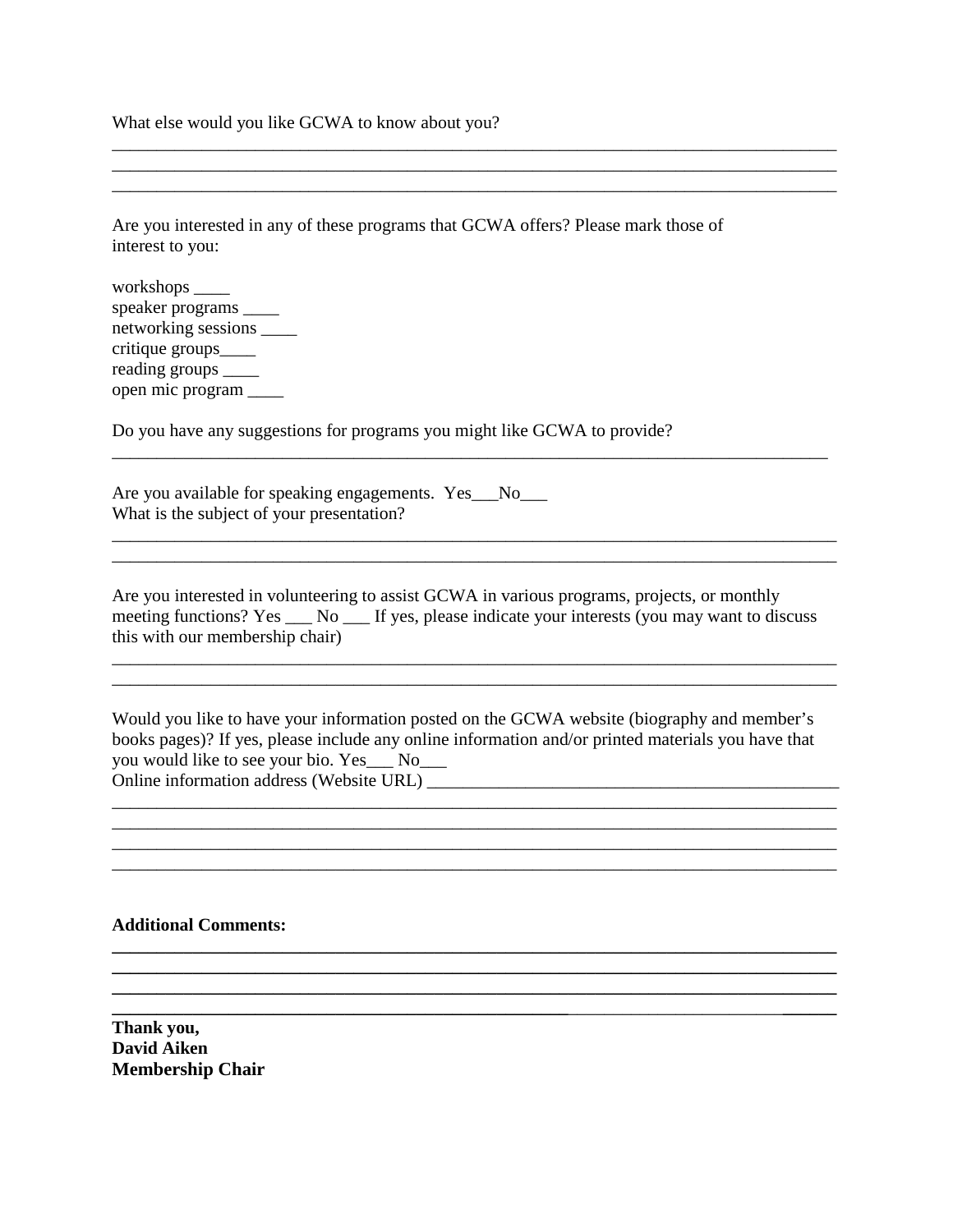What else would you like GCWA to know about you?

______________________________________________________________________________
______________________________________________________________________________
______________________________________________________________________________

Are you interested in any of these programs that GCWA offers? Please mark those of interest to you:

workshops ____
speaker programs ____
networking sessions ____
critique groups____
reading groups ____
open mic program ____

Do you have any suggestions for programs you might like GCWA to provide?

_____________________________________________________________________________

Are you available for speaking engagements. Yes___No___
What is the subject of your presentation?

______________________________________________________________________________
______________________________________________________________________________

Are you interested in volunteering to assist GCWA in various programs, projects, or monthly meeting functions? Yes ___ No ___ If yes, please indicate your interests (you may want to discuss this with our membership chair)

______________________________________________________________________________
______________________________________________________________________________

Would you like to have your information posted on the GCWA website (biography and member's books pages)? If yes, please include any online information and/or printed materials you have that you would like to see your bio. Yes___ No___
Online information address (Website URL) ____________________________________________

______________________________________________________________________________
______________________________________________________________________________
______________________________________________________________________________
______________________________________________________________________________

**Additional Comments:**

______________________________________________________________________________
______________________________________________________________________________
______________________________________________________________________________
______________________________________________________________________________

**Thank you,**
**David Aiken**
**Membership Chair**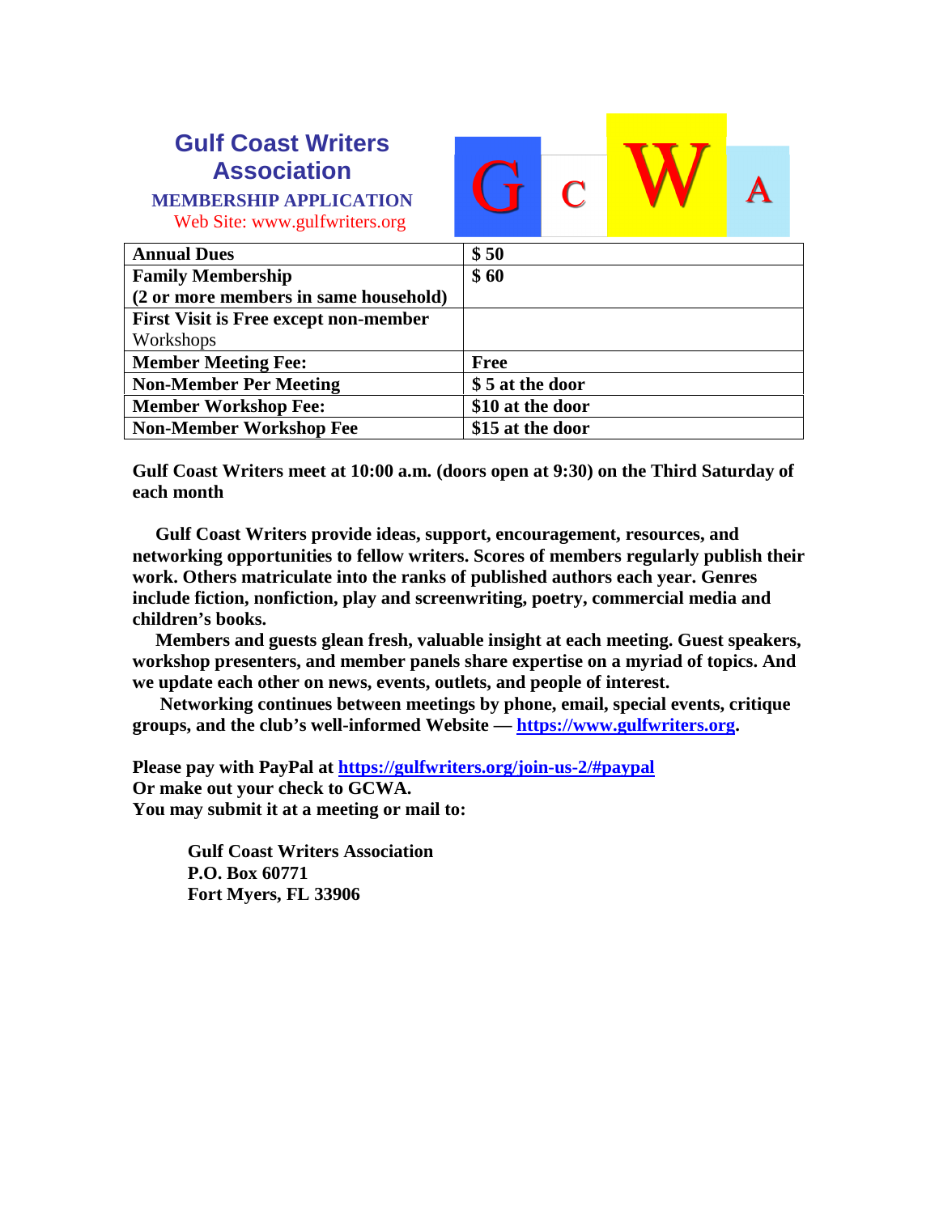# Gulf Coast Writers Association

## MEMBERSHIP APPLICATION

Web Site: www.gulfwriters.org

G C W A

| | |
|---|---|
| **Annual Dues** | **$ 50** |
| **Family Membership (2 or more members in same household)** | **$ 60** |
| **First Visit is Free except non-member** Workshops | |
| **Member Meeting Fee:** | **Free** |
| **Non-Member Per Meeting** | **$ 5 at the door** |
| **Member Workshop Fee:** | **$10 at the door** |
| **Non-Member Workshop Fee** | **$15 at the door** |

**Gulf Coast Writers meet at 10:00 a.m. (doors open at 9:30) on the Third Saturday of each month**

**Gulf Coast Writers provide ideas, support, encouragement, resources, and networking opportunities to fellow writers. Scores of members regularly publish their work. Others matriculate into the ranks of published authors each year. Genres include fiction, nonfiction, play and screenwriting, poetry, commercial media and children's books.**

**Members and guests glean fresh, valuable insight at each meeting. Guest speakers, workshop presenters, and member panels share expertise on a myriad of topics. And we update each other on news, events, outlets, and people of interest.**

**Networking continues between meetings by phone, email, special events, critique groups, and the club's well-informed Website — https://www.gulfwriters.org.**

**Please pay with PayPal at https://gulfwriters.org/join-us-2/#paypal**
**Or make out your check to GCWA.**
**You may submit it at a meeting or mail to:**

**Gulf Coast Writers Association**
**P.O. Box 60771**
**Fort Myers, FL 33906**